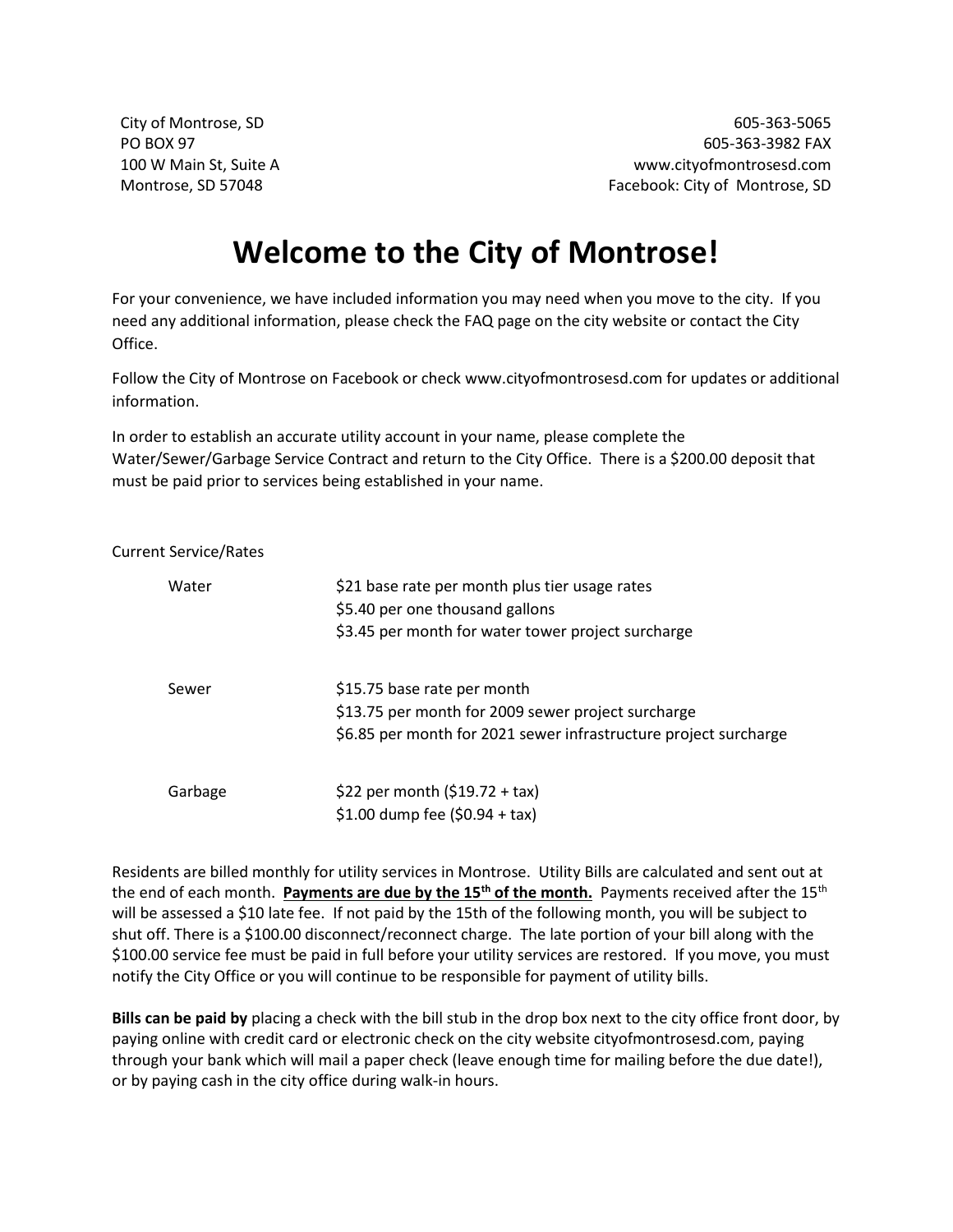City of Montrose, SD
PO BOX 97
100 W Main St, Suite A
Montrose, SD 57048

605-363-5065
605-363-3982 FAX
www.cityofmontrosesd.com
Facebook: City of Montrose, SD

# Welcome to the City of Montrose!

For your convenience, we have included information you may need when you move to the city. If you need any additional information, please check the FAQ page on the city website or contact the City Office.

Follow the City of Montrose on Facebook or check www.cityofmontrosesd.com for updates or additional information.

In order to establish an accurate utility account in your name, please complete the Water/Sewer/Garbage Service Contract and return to the City Office. There is a $200.00 deposit that must be paid prior to services being established in your name.

Current Service/Rates

| Service | Rates |
| --- | --- |
| Water | $21 base rate per month plus tier usage rates<br>$5.40 per one thousand gallons<br>$3.45 per month for water tower project surcharge |
| Sewer | $15.75 base rate per month<br>$13.75 per month for 2009 sewer project surcharge<br>$6.85 per month for 2021 sewer infrastructure project surcharge |
| Garbage | $22 per month ($19.72 + tax)<br>$1.00 dump fee ($0.94 + tax) |

Residents are billed monthly for utility services in Montrose. Utility Bills are calculated and sent out at the end of each month. **Payments are due by the 15th of the month.** Payments received after the 15th will be assessed a $10 late fee. If not paid by the 15th of the following month, you will be subject to shut off. There is a $100.00 disconnect/reconnect charge. The late portion of your bill along with the $100.00 service fee must be paid in full before your utility services are restored. If you move, you must notify the City Office or you will continue to be responsible for payment of utility bills.

**Bills can be paid by** placing a check with the bill stub in the drop box next to the city office front door, by paying online with credit card or electronic check on the city website cityofmontrosesd.com, paying through your bank which will mail a paper check (leave enough time for mailing before the due date!), or by paying cash in the city office during walk-in hours.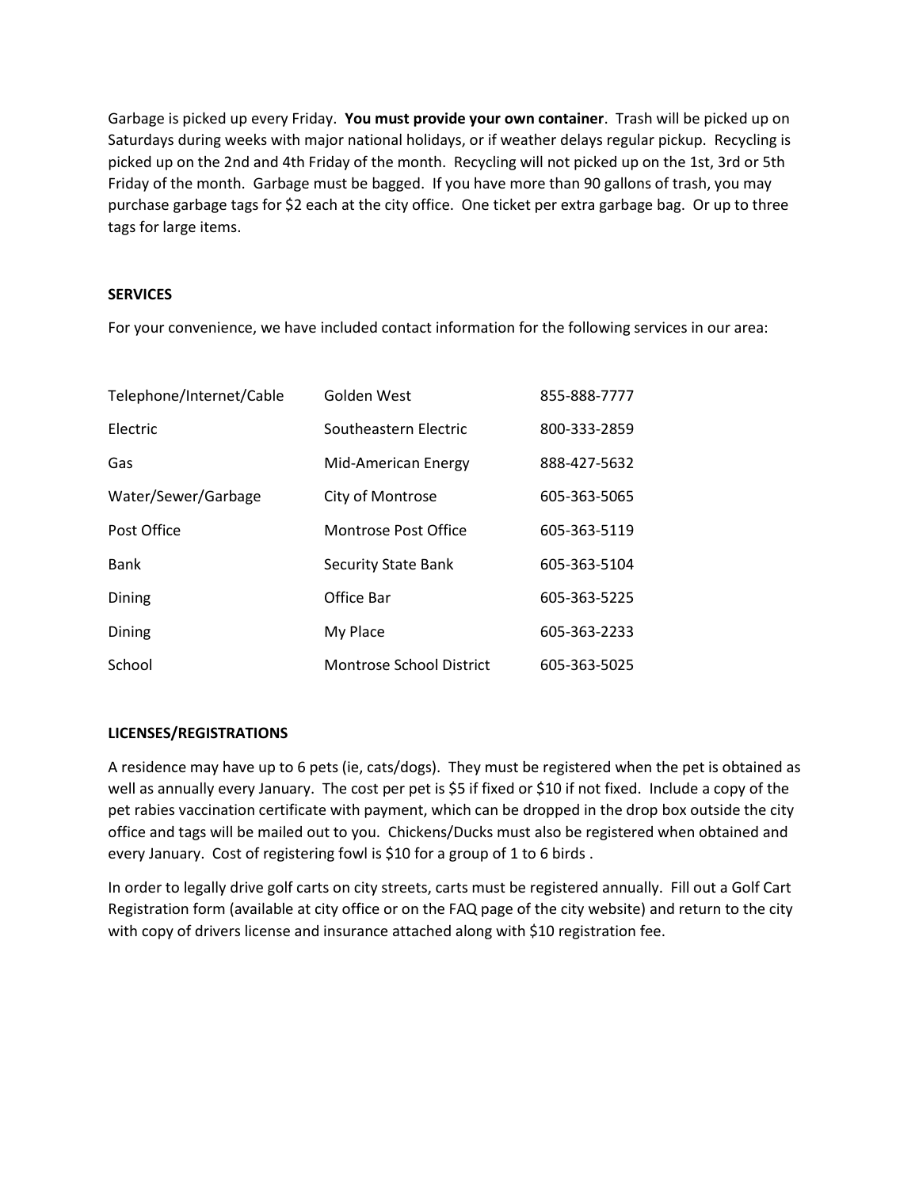Garbage is picked up every Friday. **You must provide your own container**. Trash will be picked up on Saturdays during weeks with major national holidays, or if weather delays regular pickup. Recycling is picked up on the 2nd and 4th Friday of the month. Recycling will not picked up on the 1st, 3rd or 5th Friday of the month. Garbage must be bagged. If you have more than 90 gallons of trash, you may purchase garbage tags for $2 each at the city office. One ticket per extra garbage bag. Or up to three tags for large items.

**SERVICES**

For your convenience, we have included contact information for the following services in our area:

| | | |
|---|---|---|
| Telephone/Internet/Cable | Golden West | 855-888-7777 |
| Electric | Southeastern Electric | 800-333-2859 |
| Gas | Mid-American Energy | 888-427-5632 |
| Water/Sewer/Garbage | City of Montrose | 605-363-5065 |
| Post Office | Montrose Post Office | 605-363-5119 |
| Bank | Security State Bank | 605-363-5104 |
| Dining | Office Bar | 605-363-5225 |
| Dining | My Place | 605-363-2233 |
| School | Montrose School District | 605-363-5025 |

**LICENSES/REGISTRATIONS**

A residence may have up to 6 pets (ie, cats/dogs). They must be registered when the pet is obtained as well as annually every January. The cost per pet is $5 if fixed or $10 if not fixed. Include a copy of the pet rabies vaccination certificate with payment, which can be dropped in the drop box outside the city office and tags will be mailed out to you. Chickens/Ducks must also be registered when obtained and every January. Cost of registering fowl is $10 for a group of 1 to 6 birds .

In order to legally drive golf carts on city streets, carts must be registered annually. Fill out a Golf Cart Registration form (available at city office or on the FAQ page of the city website) and return to the city with copy of drivers license and insurance attached along with $10 registration fee.